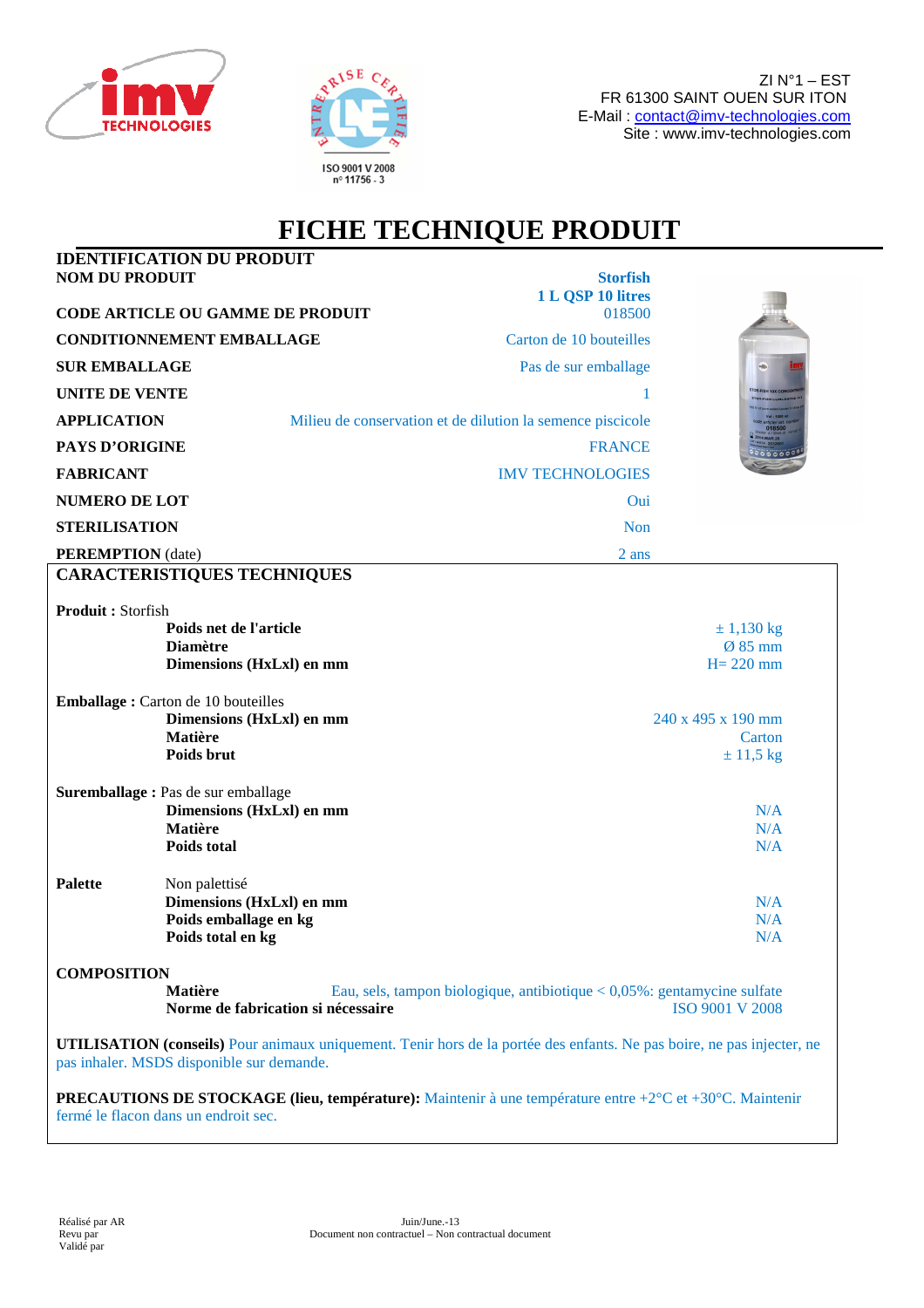ZI N°1 – EST
FR 61300 SAINT OUEN SUR ITON
E-Mail : contact@imv-technologies.com
Site : www.imv-technologies.com

ISO 9001 V 2008
n° 11756 - 3

# FICHE TECHNIQUE PRODUIT

## IDENTIFICATION DU PRODUIT

| | |
|---|---|
| **NOM DU PRODUIT** | **Storfish 1 L QSP 10 litres** |
| **CODE ARTICLE OU GAMME DE PRODUIT** | 018500 |
| **CONDITIONNEMENT EMBALLAGE** | Carton de 10 bouteilles |
| **SUR EMBALLAGE** | Pas de sur emballage |
| **UNITE DE VENTE** | 1 |
| **APPLICATION** | Milieu de conservation et de dilution la semence piscicole |
| **PAYS D'ORIGINE** | FRANCE |
| **FABRICANT** | IMV TECHNOLOGIES |
| **NUMERO DE LOT** | Oui |
| **STERILISATION** | Non |
| **PEREMPTION** (date) | 2 ans |

## CARACTERISTIQUES TECHNIQUES

**Produit :** Storfish

| | |
|---|---|
| **Poids net de l'article** | ± 1,130 kg |
| **Diamètre** | Ø 85 mm |
| **Dimensions (HxLxl) en mm** | H= 220 mm |

**Emballage :** Carton de 10 bouteilles

| | |
|---|---|
| **Dimensions (HxLxl) en mm** | 240 x 495 x 190 mm |
| **Matière** | Carton |
| **Poids brut** | ± 11,5 kg |

**Suremballage :** Pas de sur emballage

| | |
|---|---|
| **Dimensions (HxLxl) en mm** | N/A |
| **Matière** | N/A |
| **Poids total** | N/A |

**Palette** Non palettisé

| | |
|---|---|
| **Dimensions (HxLxl) en mm** | N/A |
| **Poids emballage en kg** | N/A |
| **Poids total en kg** | N/A |

**COMPOSITION**

| | |
|---|---|
| **Matière** | Eau, sels, tampon biologique, antibiotique < 0,05%: gentamycine sulfate |
| **Norme de fabrication si nécessaire** | ISO 9001 V 2008 |

**UTILISATION (conseils)** Pour animaux uniquement. Tenir hors de la portée des enfants. Ne pas boire, ne pas injecter, ne pas inhaler. MSDS disponible sur demande.

**PRECAUTIONS DE STOCKAGE (lieu, température):** Maintenir à une température entre +2°C et +30°C. Maintenir fermé le flacon dans un endroit sec.

Réalisé par AR
Revu par
Validé par

Juin/June.-13
Document non contractuel – Non contractual document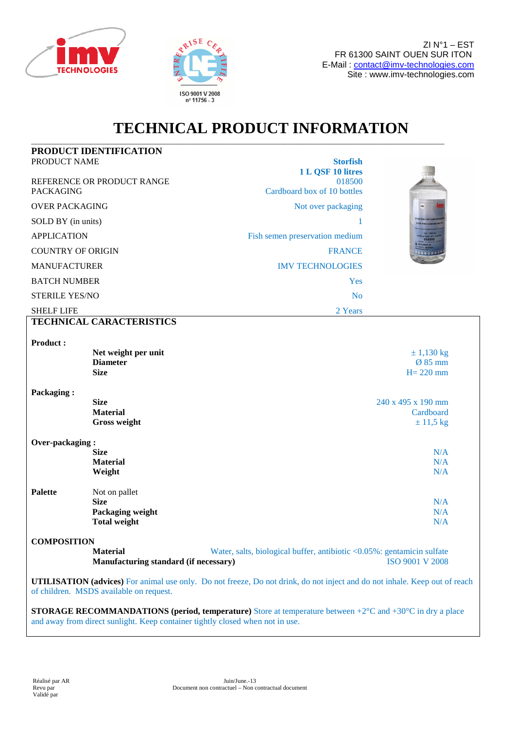ZI N°1 – EST
FR 61300 SAINT OUEN SUR ITON
E-Mail : contact@imv-technologies.com
Site : www.imv-technologies.com

# TECHNICAL PRODUCT INFORMATION

## PRODUCT IDENTIFICATION

| | |
|---|---|
| PRODUCT NAME | **Storfish** **1 L QSF 10 litres** |
| REFERENCE OR PRODUCT RANGE | 018500 |
| PACKAGING | Cardboard box of 10 bottles |
| OVER PACKAGING | Not over packaging |
| SOLD BY (in units) | 1 |
| APPLICATION | Fish semen preservation medium |
| COUNTRY OF ORIGIN | FRANCE |
| MANUFACTURER | IMV TECHNOLOGIES |
| BATCH NUMBER | Yes |
| STERILE YES/NO | No |
| SHELF LIFE | 2 Years |

## TECHNICAL CARACTERISTICS

**Product :**

| | |
|---|---|
| **Net weight per unit** | ± 1,130 kg |
| **Diameter** | Ø 85 mm |
| **Size** | H= 220 mm |

**Packaging :**

| | |
|---|---|
| **Size** | 240 x 495 x 190 mm |
| **Material** | Cardboard |
| **Gross weight** | ± 11,5 kg |

**Over-packaging :**

| | |
|---|---|
| **Size** | N/A |
| **Material** | N/A |
| **Weight** | N/A |

**Palette** Not on pallet

| | |
|---|---|
| **Size** | N/A |
| **Packaging weight** | N/A |
| **Total weight** | N/A |

**COMPOSITION**

| | |
|---|---|
| **Material** | Water, salts, biological buffer, antibiotic <0.05%: gentamicin sulfate |
| **Manufacturing standard (if necessary)** | ISO 9001 V 2008 |

**UTILISATION (advices)** For animal use only. Do not freeze, Do not drink, do not inject and do not inhale. Keep out of reach of children. MSDS available on request.

**STORAGE RECOMMANDATIONS (period, temperature)** Store at temperature between +2°C and +30°C in dry a place and away from direct sunlight. Keep container tightly closed when not in use.

Réalisé par AR
Revu par
Validé par

Juin/June.-13
Document non contractuel – Non contractual document